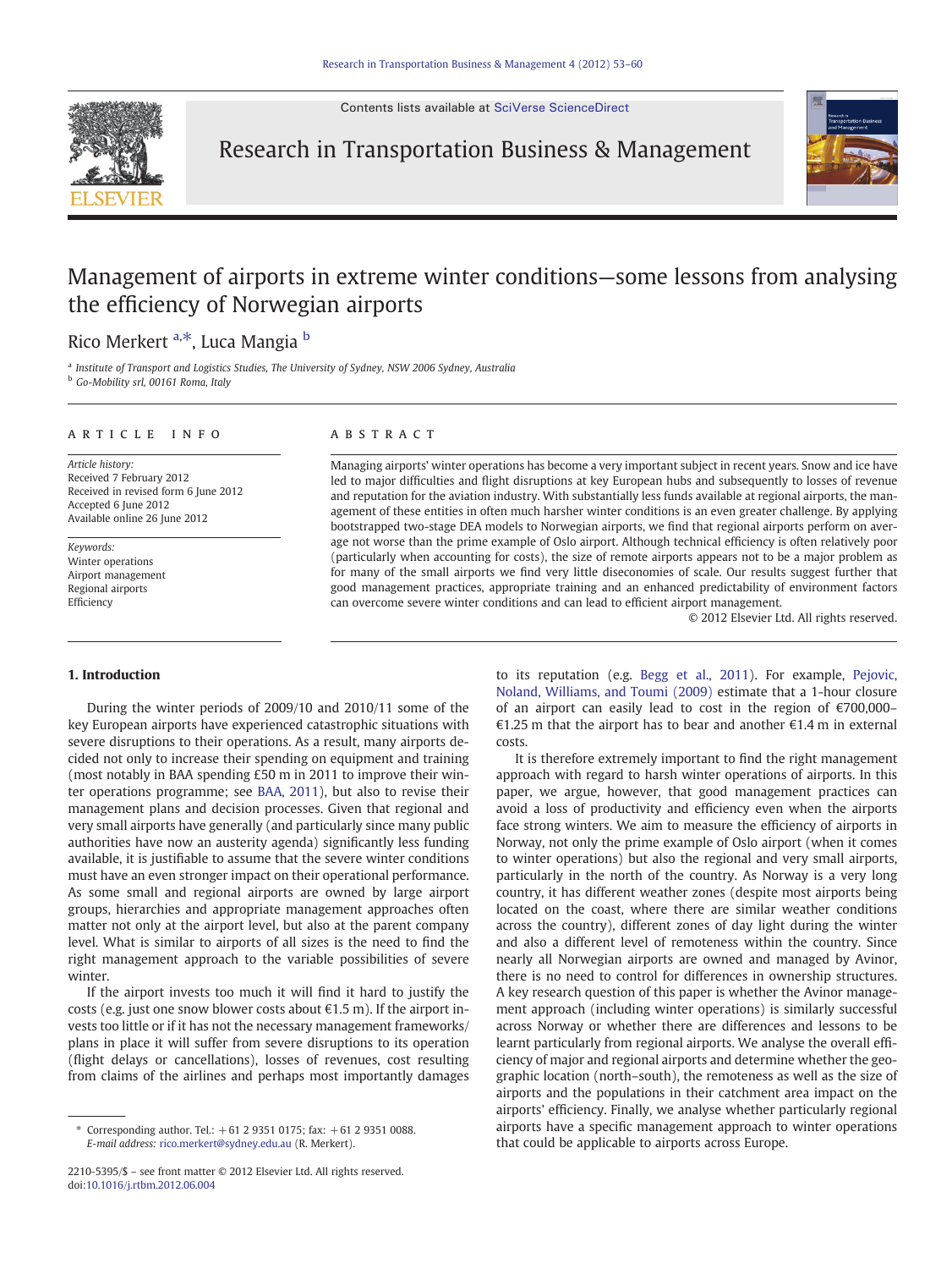# Management of airports in extreme winter conditions—some lessons from analysing the efficiency of Norwegian airports

Rico Merkert [a,*], Luca Mangia [b]

[a] Institute of Transport and Logistics Studies, The University of Sydney, NSW 2006 Sydney, Australia
[b] Go-Mobility srl, 00161 Roma, Italy

## ARTICLE INFO

*Article history:*
Received 7 February 2012
Received in revised form 6 June 2012
Accepted 6 June 2012
Available online 26 June 2012

*Keywords:*
Winter operations
Airport management
Regional airports
Efficiency

## ABSTRACT

Managing airports' winter operations has become a very important subject in recent years. Snow and ice have led to major difficulties and flight disruptions at key European hubs and subsequently to losses of revenue and reputation for the aviation industry. With substantially less funds available at regional airports, the management of these entities in often much harsher winter conditions is an even greater challenge. By applying bootstrapped two-stage DEA models to Norwegian airports, we find that regional airports perform on average not worse than the prime example of Oslo airport. Although technical efficiency is often relatively poor (particularly when accounting for costs), the size of remote airports appears not to be a major problem as for many of the small airports we find very little diseconomies of scale. Our results suggest further that good management practices, appropriate training and an enhanced predictability of environment factors can overcome severe winter conditions and can lead to efficient airport management.

© 2012 Elsevier Ltd. All rights reserved.

## 1. Introduction

During the winter periods of 2009/10 and 2010/11 some of the key European airports have experienced catastrophic situations with severe disruptions to their operations. As a result, many airports decided not only to increase their spending on equipment and training (most notably in BAA spending £50 m in 2011 to improve their winter operations programme; see BAA, 2011), but also to revise their management plans and decision processes. Given that regional and very small airports have generally (and particularly since many public authorities have now an austerity agenda) significantly less funding available, it is justifiable to assume that the severe winter conditions must have an even stronger impact on their operational performance. As some small and regional airports are owned by large airport groups, hierarchies and appropriate management approaches often matter not only at the airport level, but also at the parent company level. What is similar to airports of all sizes is the need to find the right management approach to the variable possibilities of severe winter.

If the airport invests too much it will find it hard to justify the costs (e.g. just one snow blower costs about €1.5 m). If the airport invests too little or if it has not the necessary management frameworks/plans in place it will suffer from severe disruptions to its operation (flight delays or cancellations), losses of revenues, cost resulting from claims of the airlines and perhaps most importantly damages to its reputation (e.g. Begg et al., 2011). For example, Pejovic, Noland, Williams, and Toumi (2009) estimate that a 1-hour closure of an airport can easily lead to cost in the region of €700,000–€1.25 m that the airport has to bear and another €1.4 m in external costs.

It is therefore extremely important to find the right management approach with regard to harsh winter operations of airports. In this paper, we argue, however, that good management practices can avoid a loss of productivity and efficiency even when the airports face strong winters. We aim to measure the efficiency of airports in Norway, not only the prime example of Oslo airport (when it comes to winter operations) but also the regional and very small airports, particularly in the north of the country. As Norway is a very long country, it has different weather zones (despite most airports being located on the coast, where there are similar weather conditions across the country), different zones of day light during the winter and also a different level of remoteness within the country. Since nearly all Norwegian airports are owned and managed by Avinor, there is no need to control for differences in ownership structures. A key research question of this paper is whether the Avinor management approach (including winter operations) is similarly successful across Norway or whether there are differences and lessons to be learnt particularly from regional airports. We analyse the overall efficiency of major and regional airports and determine whether the geographic location (north–south), the remoteness as well as the size of airports and the populations in their catchment area impact on the airports' efficiency. Finally, we analyse whether particularly regional airports have a specific management approach to winter operations that could be applicable to airports across Europe.

* Corresponding author. Tel.: +61 2 9351 0175; fax: +61 2 9351 0088.
*E-mail address:* rico.merkert@sydney.edu.au (R. Merkert).

2210-5395/$ – see front matter © 2012 Elsevier Ltd. All rights reserved.
doi:10.1016/j.rtbm.2012.06.004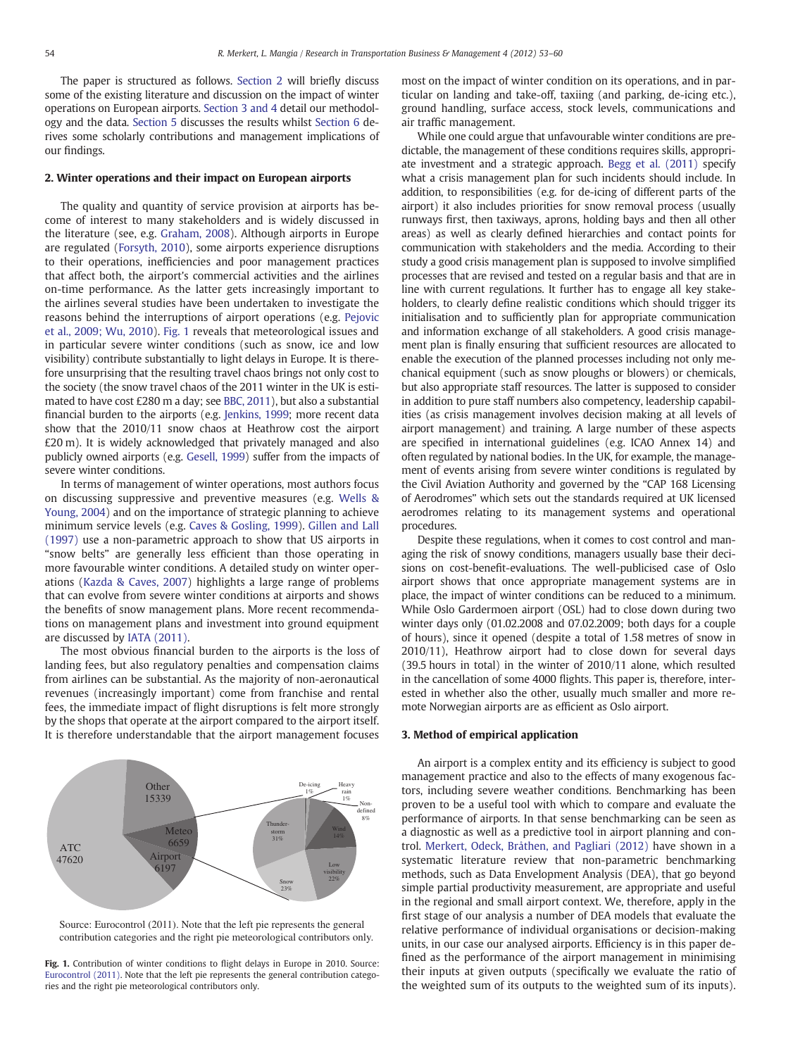The paper is structured as follows. Section 2 will briefly discuss some of the existing literature and discussion on the impact of winter operations on European airports. Section 3 and 4 detail our methodology and the data. Section 5 discusses the results whilst Section 6 derives some scholarly contributions and management implications of our findings.

## 2. Winter operations and their impact on European airports

The quality and quantity of service provision at airports has become of interest to many stakeholders and is widely discussed in the literature (see, e.g. Graham, 2008). Although airports in Europe are regulated (Forsyth, 2010), some airports experience disruptions to their operations, inefficiencies and poor management practices that affect both, the airport's commercial activities and the airlines on-time performance. As the latter gets increasingly important to the airlines several studies have been undertaken to investigate the reasons behind the interruptions of airport operations (e.g. Pejovic et al., 2009; Wu, 2010). Fig. 1 reveals that meteorological issues and in particular severe winter conditions (such as snow, ice and low visibility) contribute substantially to light delays in Europe. It is therefore unsurprising that the resulting travel chaos brings not only cost to the society (the snow travel chaos of the 2011 winter in the UK is estimated to have cost £280 m a day; see BBC, 2011), but also a substantial financial burden to the airports (e.g. Jenkins, 1999; more recent data show that the 2010/11 snow chaos at Heathrow cost the airport £20 m). It is widely acknowledged that privately managed and also publicly owned airports (e.g. Gesell, 1999) suffer from the impacts of severe winter conditions.

In terms of management of winter operations, most authors focus on discussing suppressive and preventive measures (e.g. Wells & Young, 2004) and on the importance of strategic planning to achieve minimum service levels (e.g. Caves & Gosling, 1999). Gillen and Lall (1997) use a non-parametric approach to show that US airports in "snow belts" are generally less efficient than those operating in more favourable winter conditions. A detailed study on winter operations (Kazda & Caves, 2007) highlights a large range of problems that can evolve from severe winter conditions at airports and shows the benefits of snow management plans. More recent recommendations on management plans and investment into ground equipment are discussed by IATA (2011).

The most obvious financial burden to the airports is the loss of landing fees, but also regulatory penalties and compensation claims from airlines can be substantial. As the majority of non-aeronautical revenues (increasingly important) come from franchise and rental fees, the immediate impact of flight disruptions is felt more strongly by the shops that operate at the airport compared to the airport itself. It is therefore understandable that the airport management focuses most on the impact of winter condition on its operations, and in particular on landing and take-off, taxiing (and parking, de-icing etc.), ground handling, surface access, stock levels, communications and air traffic management.

While one could argue that unfavourable winter conditions are predictable, the management of these conditions requires skills, appropriate investment and a strategic approach. Begg et al. (2011) specify what a crisis management plan for such incidents should include. In addition, to responsibilities (e.g. for de-icing of different parts of the airport) it also includes priorities for snow removal process (usually runways first, then taxiways, aprons, holding bays and then all other areas) as well as clearly defined hierarchies and contact points for communication with stakeholders and the media. According to their study a good crisis management plan is supposed to involve simplified processes that are revised and tested on a regular basis and that are in line with current regulations. It further has to engage all key stakeholders, to clearly define realistic conditions which should trigger its initialisation and to sufficiently plan for appropriate communication and information exchange of all stakeholders. A good crisis management plan is finally ensuring that sufficient resources are allocated to enable the execution of the planned processes including not only mechanical equipment (such as snow ploughs or blowers) or chemicals, but also appropriate staff resources. The latter is supposed to consider in addition to pure staff numbers also competency, leadership capabilities (as crisis management involves decision making at all levels of airport management) and training. A large number of these aspects are specified in international guidelines (e.g. ICAO Annex 14) and often regulated by national bodies. In the UK, for example, the management of events arising from severe winter conditions is regulated by the Civil Aviation Authority and governed by the "CAP 168 Licensing of Aerodromes" which sets out the standards required at UK licensed aerodromes relating to its management systems and operational procedures.

Despite these regulations, when it comes to cost control and managing the risk of snowy conditions, managers usually base their decisions on cost-benefit-evaluations. The well-publicised case of Oslo airport shows that once appropriate management systems are in place, the impact of winter conditions can be reduced to a minimum. While Oslo Gardermoen airport (OSL) had to close down during two winter days only (01.02.2008 and 07.02.2009; both days for a couple of hours), since it opened (despite a total of 1.58 metres of snow in 2010/11), Heathrow airport had to close down for several days (39.5 hours in total) in the winter of 2010/11 alone, which resulted in the cancellation of some 4000 flights. This paper is, therefore, interested in whether also the other, usually much smaller and more remote Norwegian airports are as efficient as Oslo airport.

## 3. Method of empirical application

An airport is a complex entity and its efficiency is subject to good management practice and also to the effects of many exogenous factors, including severe weather conditions. Benchmarking has been proven to be a useful tool with which to compare and evaluate the performance of airports. In that sense benchmarking can be seen as a diagnostic as well as a predictive tool in airport planning and control. Merkert, Odeck, Bråthen, and Pagliari (2012) have shown in a systematic literature review that non-parametric benchmarking methods, such as Data Envelopment Analysis (DEA), that go beyond simple partial productivity measurement, are appropriate and useful in the regional and small airport context. We, therefore, apply in the first stage of our analysis a number of DEA models that evaluate the relative performance of individual organisations or decision-making units, in our case our analysed airports. Efficiency is in this paper defined as the performance of the airport management in minimising their inputs at given outputs (specifically we evaluate the ratio of the weighted sum of its outputs to the weighted sum of its inputs).

Other 15339; Meteo 6659; Airport 6197; ATC 47620. De-icing 1%; Heavy rain 1%; Non-defined 8%; Wind 14%; Low visibility 22%; Snow 23%; Thunderstorm 31%.

Source: Eurocontrol (2011). Note that the left pie represents the general contribution categories and the right pie meteorological contributors only.

**Fig. 1.** Contribution of winter conditions to flight delays in Europe in 2010. Source: Eurocontrol (2011). Note that the left pie represents the general contribution categories and the right pie meteorological contributors only.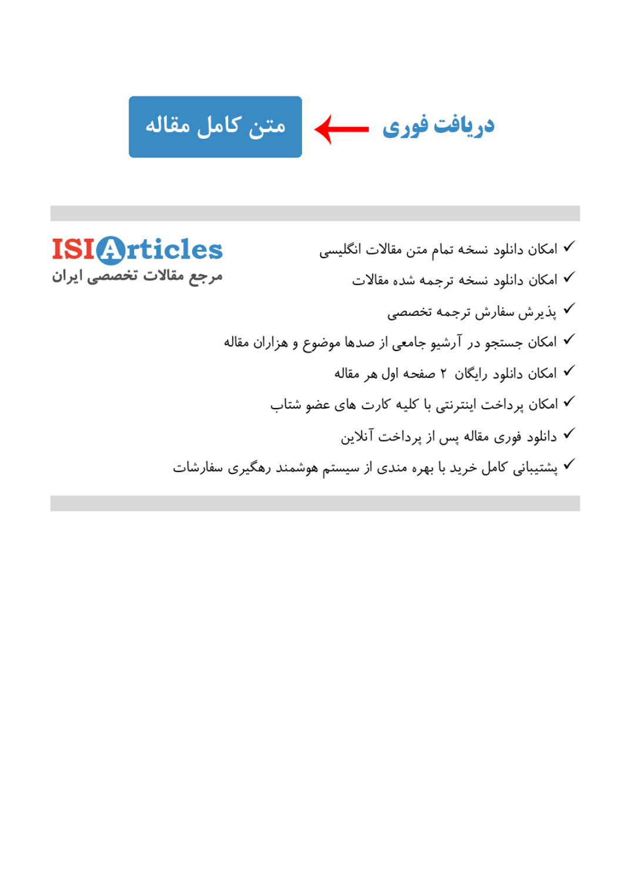دریافت فوری ← متن کامل مقاله

ISIArticles
مرجع مقالات تخصصی ایران

- ✓ امکان دانلود نسخه تمام متن مقالات انگلیسی
- ✓ امکان دانلود نسخه ترجمه شده مقالات
- ✓ پذیرش سفارش ترجمه تخصصی
- ✓ امکان جستجو در آرشیو جامعی از صدها موضوع و هزاران مقاله
- ✓ امکان دانلود رایگان ۲ صفحه اول هر مقاله
- ✓ امکان پرداخت اینترنتی با کلیه کارت های عضو شتاب
- ✓ دانلود فوری مقاله پس از پرداخت آنلاین
- ✓ پشتیبانی کامل خرید با بهره مندی از سیستم هوشمند رهگیری سفارشات